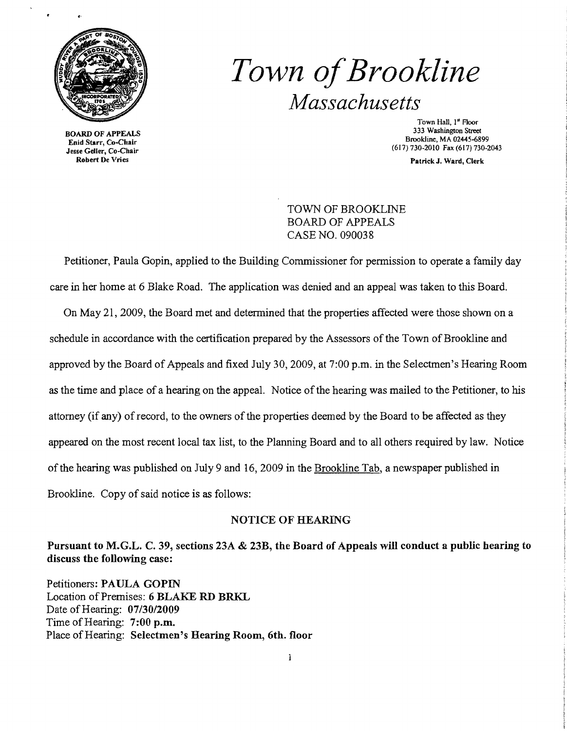# *Town of Brookline*

*Massachusetts*

BOARD OF APPEALS
Enid Starr, Co-Chair
Jesse Geller, Co-Chair
Robert De Vries

Town Hall, 1st Floor
333 Washington Street
Brookline, MA 02445-6899
(617) 730-2010 Fax (617) 730-2043

Patrick J. Ward, Clerk

TOWN OF BROOKLINE
BOARD OF APPEALS
CASE NO. 090038

Petitioner, Paula Gopin, applied to the Building Commissioner for permission to operate a family day care in her home at 6 Blake Road. The application was denied and an appeal was taken to this Board.

On May 21, 2009, the Board met and determined that the properties affected were those shown on a schedule in accordance with the certification prepared by the Assessors of the Town of Brookline and approved by the Board of Appeals and fixed July 30, 2009, at 7:00 p.m. in the Selectmen's Hearing Room as the time and place of a hearing on the appeal. Notice of the hearing was mailed to the Petitioner, to his attorney (if any) of record, to the owners of the properties deemed by the Board to be affected as they appeared on the most recent local tax list, to the Planning Board and to all others required by law. Notice of the hearing was published on July 9 and 16, 2009 in the Brookline Tab, a newspaper published in Brookline. Copy of said notice is as follows:

## NOTICE OF HEARING

**Pursuant to M.G.L. C. 39, sections 23A & 23B, the Board of Appeals will conduct a public hearing to discuss the following case:**

Petitioners: **PAULA GOPIN**
Location of Premises: **6 BLAKE RD BRKL**
Date of Hearing: **07/30/2009**
Time of Hearing: **7:00 p.m.**
Place of Hearing: **Selectmen's Hearing Room, 6th. floor**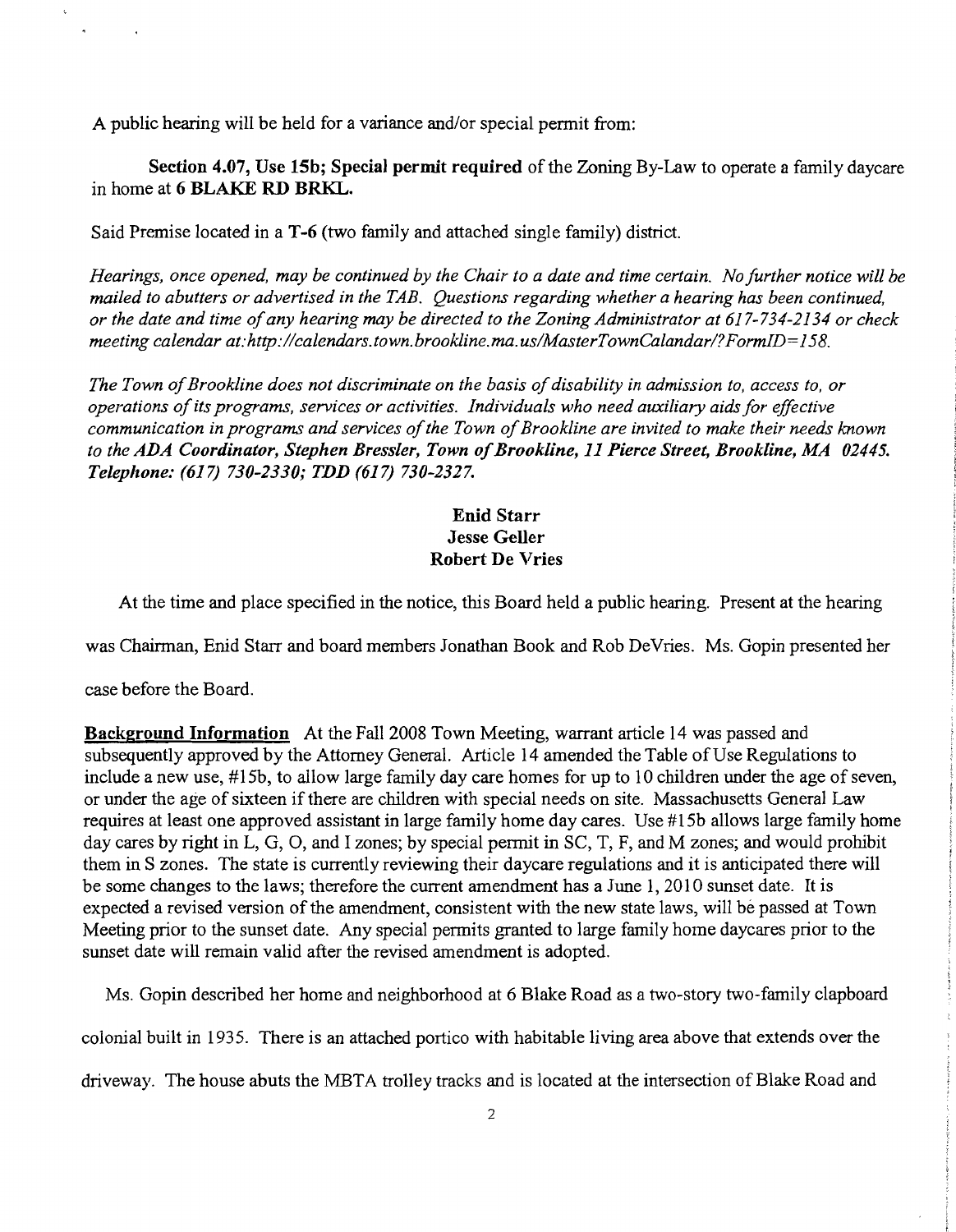A public hearing will be held for a variance and/or special permit from:

**Section 4.07, Use 15b; Special permit required** of the Zoning By-Law to operate a family daycare in home at **6 BLAKE RD BRKL.**

Said Premise located in a **T-6** (two family and attached single family) district.

*Hearings, once opened, may be continued by the Chair to a date and time certain. No further notice will be mailed to abutters or advertised in the TAB. Questions regarding whether a hearing has been continued, or the date and time of any hearing may be directed to the Zoning Administrator at 617-734-2134 or check meeting calendar at:http://calendars.town.brookline.ma.us/MasterTownCalandar/?FormID=158.*

*The Town of Brookline does not discriminate on the basis of disability in admission to, access to, or operations of its programs, services or activities. Individuals who need auxiliary aids for effective communication in programs and services of the Town of Brookline are invited to make their needs known to the ADA Coordinator, Stephen Bressler, Town of Brookline, 11 Pierce Street, Brookline, MA 02445. Telephone: (617) 730-2330; TDD (617) 730-2327.*

**Enid Starr**
**Jesse Geller**
**Robert De Vries**

At the time and place specified in the notice, this Board held a public hearing. Present at the hearing was Chairman, Enid Starr and board members Jonathan Book and Rob DeVries. Ms. Gopin presented her case before the Board.

**Background Information** At the Fall 2008 Town Meeting, warrant article 14 was passed and subsequently approved by the Attorney General. Article 14 amended the Table of Use Regulations to include a new use, #15b, to allow large family day care homes for up to 10 children under the age of seven, or under the age of sixteen if there are children with special needs on site. Massachusetts General Law requires at least one approved assistant in large family home day cares. Use #15b allows large family home day cares by right in L, G, O, and I zones; by special permit in SC, T, F, and M zones; and would prohibit them in S zones. The state is currently reviewing their daycare regulations and it is anticipated there will be some changes to the laws; therefore the current amendment has a June 1, 2010 sunset date. It is expected a revised version of the amendment, consistent with the new state laws, will be passed at Town Meeting prior to the sunset date. Any special permits granted to large family home daycares prior to the sunset date will remain valid after the revised amendment is adopted.

Ms. Gopin described her home and neighborhood at 6 Blake Road as a two-story two-family clapboard colonial built in 1935. There is an attached portico with habitable living area above that extends over the driveway. The house abuts the MBTA trolley tracks and is located at the intersection of Blake Road and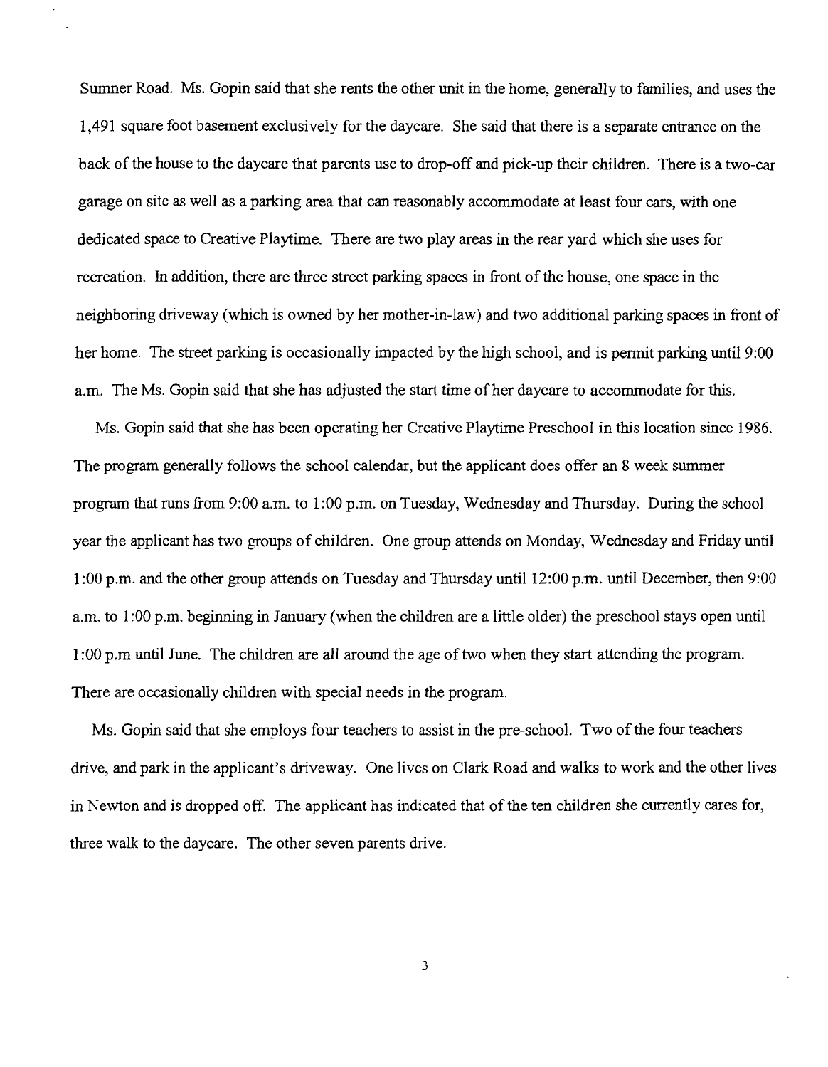Sumner Road. Ms. Gopin said that she rents the other unit in the home, generally to families, and uses the 1,491 square foot basement exclusively for the daycare. She said that there is a separate entrance on the back of the house to the daycare that parents use to drop-off and pick-up their children. There is a two-car garage on site as well as a parking area that can reasonably accommodate at least four cars, with one dedicated space to Creative Playtime. There are two play areas in the rear yard which she uses for recreation. In addition, there are three street parking spaces in front of the house, one space in the neighboring driveway (which is owned by her mother-in-law) and two additional parking spaces in front of her home. The street parking is occasionally impacted by the high school, and is permit parking until 9:00 a.m. The Ms. Gopin said that she has adjusted the start time of her daycare to accommodate for this.

Ms. Gopin said that she has been operating her Creative Playtime Preschool in this location since 1986. The program generally follows the school calendar, but the applicant does offer an 8 week summer program that runs from 9:00 a.m. to 1:00 p.m. on Tuesday, Wednesday and Thursday. During the school year the applicant has two groups of children. One group attends on Monday, Wednesday and Friday until 1:00 p.m. and the other group attends on Tuesday and Thursday until 12:00 p.m. until December, then 9:00 a.m. to 1:00 p.m. beginning in January (when the children are a little older) the preschool stays open until 1:00 p.m until June. The children are all around the age of two when they start attending the program. There are occasionally children with special needs in the program.

Ms. Gopin said that she employs four teachers to assist in the pre-school. Two of the four teachers drive, and park in the applicant's driveway. One lives on Clark Road and walks to work and the other lives in Newton and is dropped off. The applicant has indicated that of the ten children she currently cares for, three walk to the daycare. The other seven parents drive.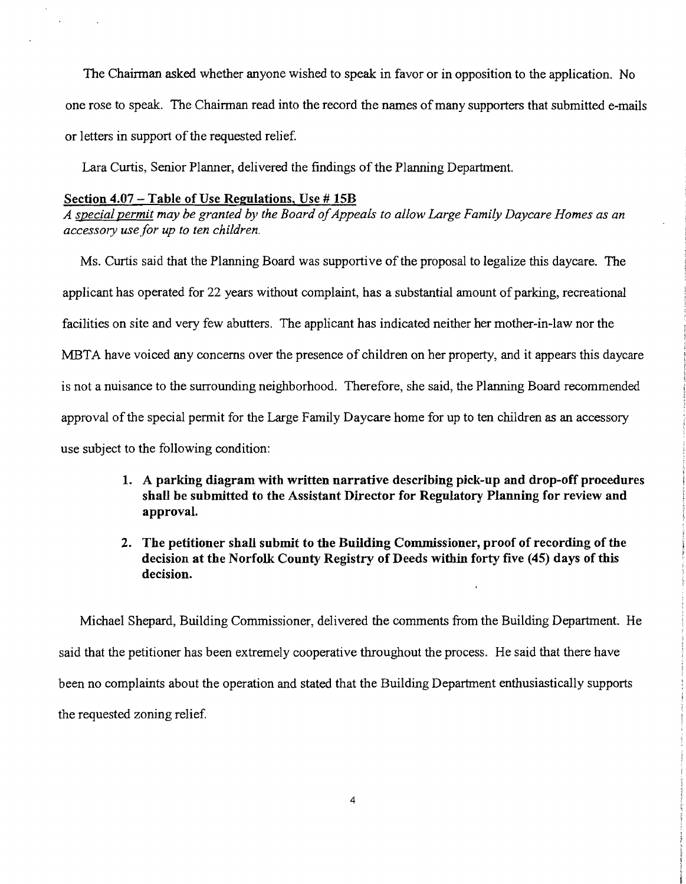The Chairman asked whether anyone wished to speak in favor or in opposition to the application. No one rose to speak. The Chairman read into the record the names of many supporters that submitted e-mails or letters in support of the requested relief.

Lara Curtis, Senior Planner, delivered the findings of the Planning Department.

**Section 4.07 – Table of Use Regulations, Use # 15B**

*A special permit may be granted by the Board of Appeals to allow Large Family Daycare Homes as an accessory use for up to ten children.*

Ms. Curtis said that the Planning Board was supportive of the proposal to legalize this daycare. The applicant has operated for 22 years without complaint, has a substantial amount of parking, recreational facilities on site and very few abutters. The applicant has indicated neither her mother-in-law nor the MBTA have voiced any concerns over the presence of children on her property, and it appears this daycare is not a nuisance to the surrounding neighborhood. Therefore, she said, the Planning Board recommended approval of the special permit for the Large Family Daycare home for up to ten children as an accessory use subject to the following condition:

1. **A parking diagram with written narrative describing pick-up and drop-off procedures shall be submitted to the Assistant Director for Regulatory Planning for review and approval.**

2. **The petitioner shall submit to the Building Commissioner, proof of recording of the decision at the Norfolk County Registry of Deeds within forty five (45) days of this decision.**

Michael Shepard, Building Commissioner, delivered the comments from the Building Department. He said that the petitioner has been extremely cooperative throughout the process. He said that there have been no complaints about the operation and stated that the Building Department enthusiastically supports the requested zoning relief.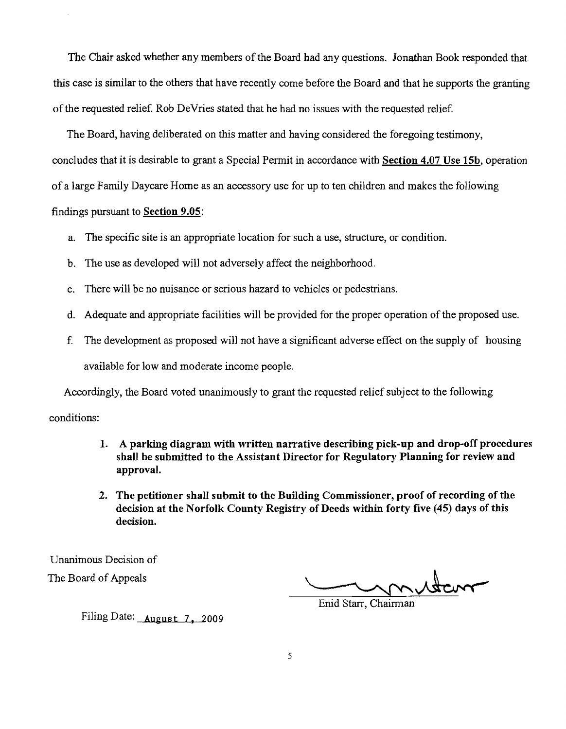The Chair asked whether any members of the Board had any questions. Jonathan Book responded that this case is similar to the others that have recently come before the Board and that he supports the granting of the requested relief. Rob DeVries stated that he had no issues with the requested relief.

The Board, having deliberated on this matter and having considered the foregoing testimony, concludes that it is desirable to grant a Special Permit in accordance with **Section 4.07 Use 15b**, operation of a large Family Daycare Home as an accessory use for up to ten children and makes the following findings pursuant to **Section 9.05**:

a. The specific site is an appropriate location for such a use, structure, or condition.

b. The use as developed will not adversely affect the neighborhood.

c. There will be no nuisance or serious hazard to vehicles or pedestrians.

d. Adequate and appropriate facilities will be provided for the proper operation of the proposed use.

f. The development as proposed will not have a significant adverse effect on the supply of housing available for low and moderate income people.

Accordingly, the Board voted unanimously to grant the requested relief subject to the following conditions:

1. **A parking diagram with written narrative describing pick-up and drop-off procedures shall be submitted to the Assistant Director for Regulatory Planning for review and approval.**

2. **The petitioner shall submit to the Building Commissioner, proof of recording of the decision at the Norfolk County Registry of Deeds within forty five (45) days of this decision.**

Unanimous Decision of
The Board of Appeals

Enid Starr, Chairman

Filing Date: August 7, 2009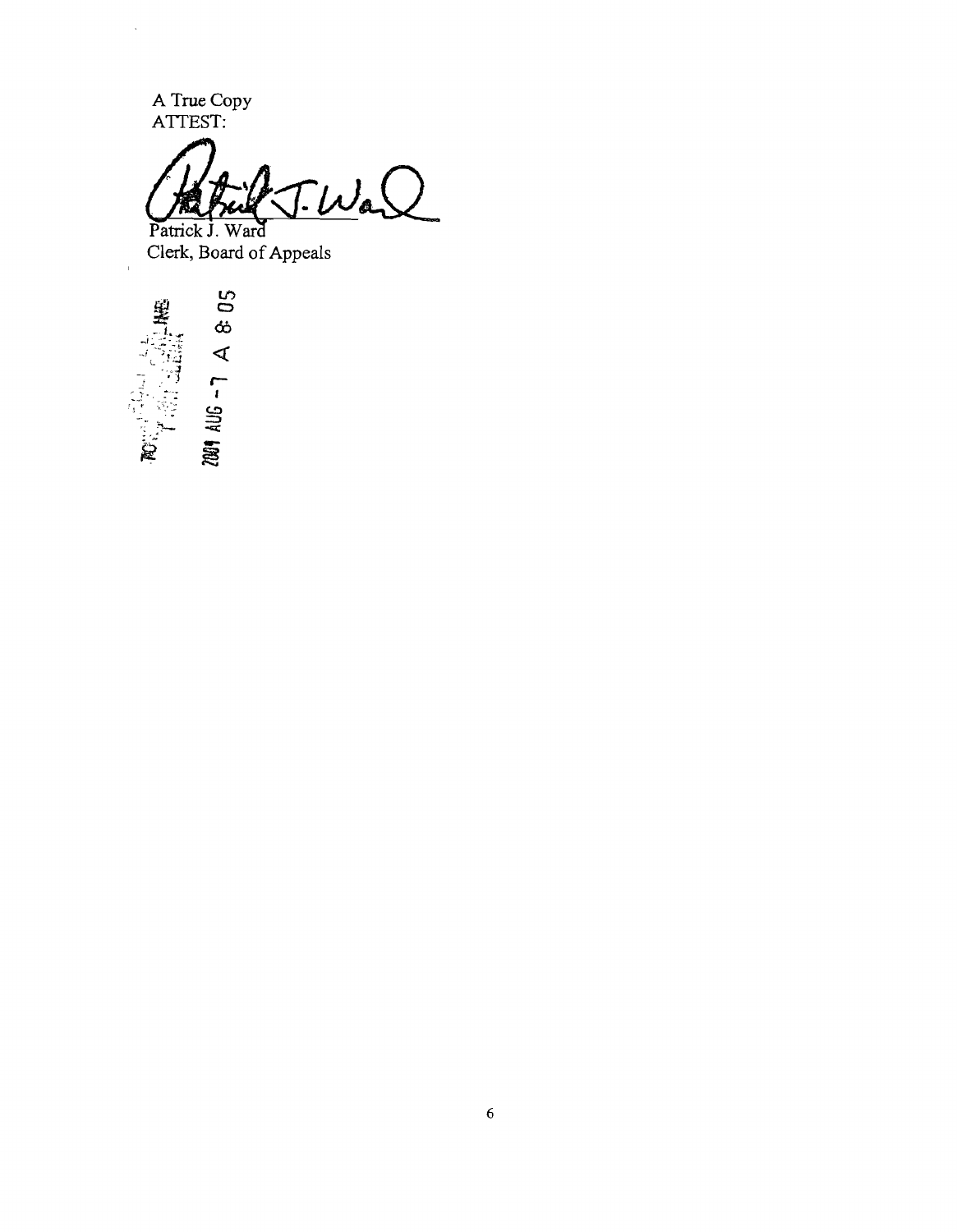A True Copy
ATTEST:

Patrick J. Ward
Clerk, Board of Appeals

2009 AUG -7 A 8:05